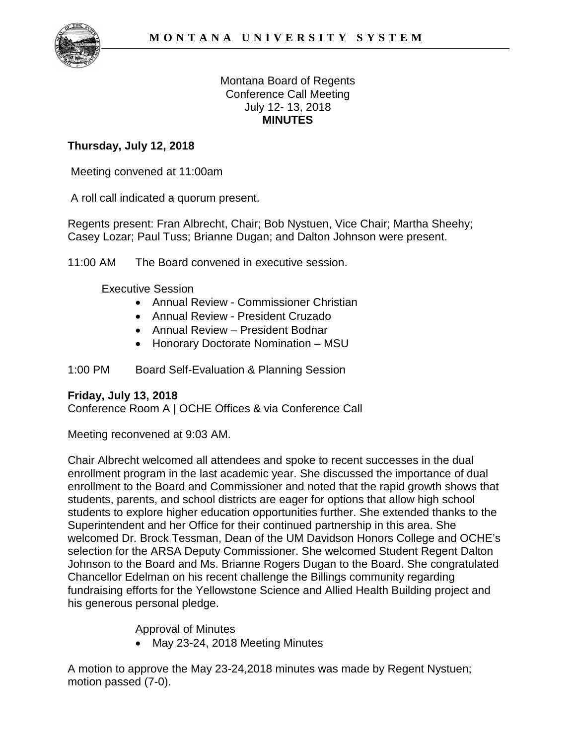# MONTANA UNIVERSITY SYSTEM

Montana Board of Regents
Conference Call Meeting
July 12- 13, 2018
**MINUTES**

**Thursday, July 12, 2018**

Meeting convened at 11:00am

A roll call indicated a quorum present.

Regents present: Fran Albrecht, Chair; Bob Nystuen, Vice Chair; Martha Sheehy; Casey Lozar; Paul Tuss; Brianne Dugan; and Dalton Johnson were present.

11:00 AM The Board convened in executive session.

Executive Session

- Annual Review - Commissioner Christian
- Annual Review - President Cruzado
- Annual Review – President Bodnar
- Honorary Doctorate Nomination – MSU

1:00 PM Board Self-Evaluation & Planning Session

**Friday, July 13, 2018**
Conference Room A | OCHE Offices & via Conference Call

Meeting reconvened at 9:03 AM.

Chair Albrecht welcomed all attendees and spoke to recent successes in the dual enrollment program in the last academic year. She discussed the importance of dual enrollment to the Board and Commissioner and noted that the rapid growth shows that students, parents, and school districts are eager for options that allow high school students to explore higher education opportunities further. She extended thanks to the Superintendent and her Office for their continued partnership in this area. She welcomed Dr. Brock Tessman, Dean of the UM Davidson Honors College and OCHE's selection for the ARSA Deputy Commissioner. She welcomed Student Regent Dalton Johnson to the Board and Ms. Brianne Rogers Dugan to the Board. She congratulated Chancellor Edelman on his recent challenge the Billings community regarding fundraising efforts for the Yellowstone Science and Allied Health Building project and his generous personal pledge.

Approval of Minutes

- May 23-24, 2018 Meeting Minutes

A motion to approve the May 23-24,2018 minutes was made by Regent Nystuen; motion passed (7-0).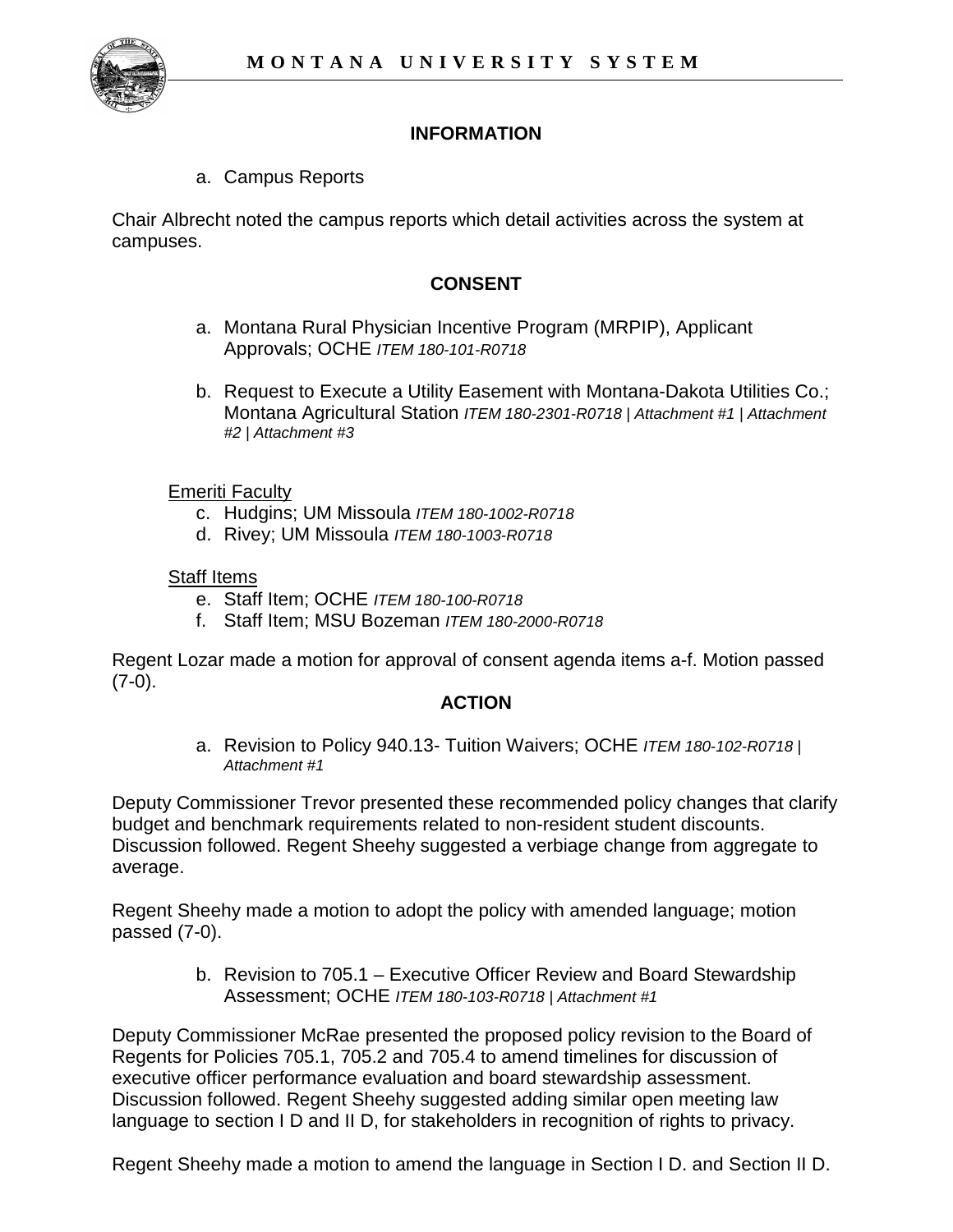## INFORMATION

a. Campus Reports

Chair Albrecht noted the campus reports which detail activities across the system at campuses.

## CONSENT

a. Montana Rural Physician Incentive Program (MRPIP), Applicant Approvals; OCHE *ITEM 180-101-R0718*

b. Request to Execute a Utility Easement with Montana-Dakota Utilities Co.; Montana Agricultural Station *ITEM 180-2301-R0718 | Attachment #1 | Attachment #2 | Attachment #3*

Emeriti Faculty

c. Hudgins; UM Missoula *ITEM 180-1002-R0718*
d. Rivey; UM Missoula *ITEM 180-1003-R0718*

Staff Items

e. Staff Item; OCHE *ITEM 180-100-R0718*
f. Staff Item; MSU Bozeman *ITEM 180-2000-R0718*

Regent Lozar made a motion for approval of consent agenda items a-f. Motion passed (7-0).

## ACTION

a. Revision to Policy 940.13- Tuition Waivers; OCHE *ITEM 180-102-R0718 | Attachment #1*

Deputy Commissioner Trevor presented these recommended policy changes that clarify budget and benchmark requirements related to non-resident student discounts. Discussion followed. Regent Sheehy suggested a verbiage change from aggregate to average.

Regent Sheehy made a motion to adopt the policy with amended language; motion passed (7-0).

b. Revision to 705.1 – Executive Officer Review and Board Stewardship Assessment; OCHE *ITEM 180-103-R0718 | Attachment #1*

Deputy Commissioner McRae presented the proposed policy revision to the Board of Regents for Policies 705.1, 705.2 and 705.4 to amend timelines for discussion of executive officer performance evaluation and board stewardship assessment. Discussion followed. Regent Sheehy suggested adding similar open meeting law language to section I D and II D, for stakeholders in recognition of rights to privacy.

Regent Sheehy made a motion to amend the language in Section I D. and Section II D.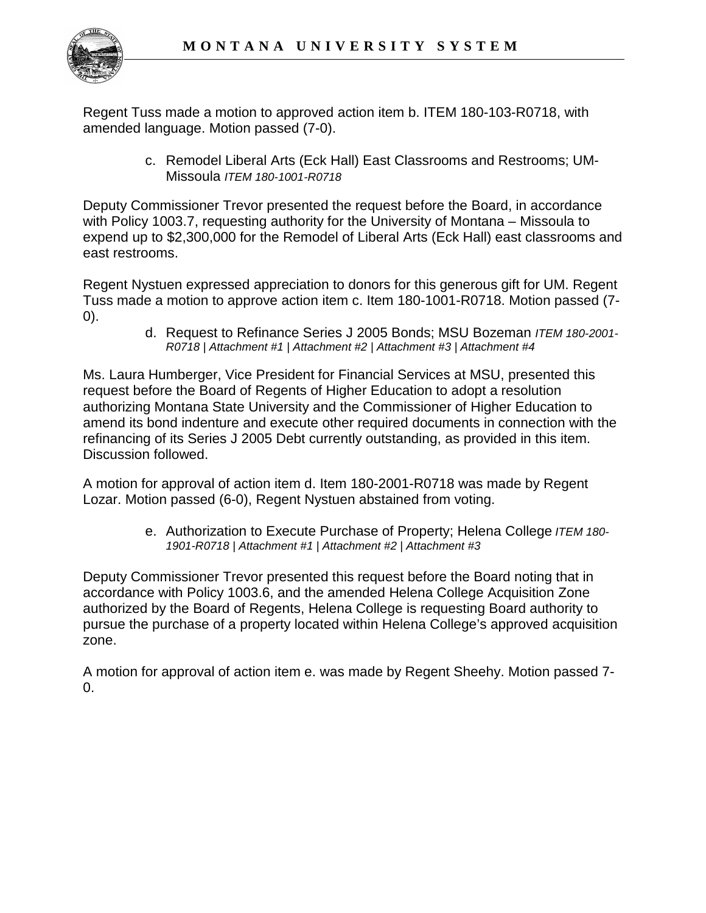Regent Tuss made a motion to approved action item b. ITEM 180-103-R0718, with amended language. Motion passed (7-0).

c. Remodel Liberal Arts (Eck Hall) East Classrooms and Restrooms; UM-Missoula *ITEM 180-1001-R0718*

Deputy Commissioner Trevor presented the request before the Board, in accordance with Policy 1003.7, requesting authority for the University of Montana – Missoula to expend up to $2,300,000 for the Remodel of Liberal Arts (Eck Hall) east classrooms and east restrooms.

Regent Nystuen expressed appreciation to donors for this generous gift for UM. Regent Tuss made a motion to approve action item c. Item 180-1001-R0718. Motion passed (7-0).

d. Request to Refinance Series J 2005 Bonds; MSU Bozeman *ITEM 180-2001-R0718 | Attachment #1 | Attachment #2 | Attachment #3 | Attachment #4*

Ms. Laura Humberger, Vice President for Financial Services at MSU, presented this request before the Board of Regents of Higher Education to adopt a resolution authorizing Montana State University and the Commissioner of Higher Education to amend its bond indenture and execute other required documents in connection with the refinancing of its Series J 2005 Debt currently outstanding, as provided in this item. Discussion followed.

A motion for approval of action item d. Item 180-2001-R0718 was made by Regent Lozar. Motion passed (6-0), Regent Nystuen abstained from voting.

e. Authorization to Execute Purchase of Property; Helena College *ITEM 180-1901-R0718 | Attachment #1 | Attachment #2 | Attachment #3*

Deputy Commissioner Trevor presented this request before the Board noting that in accordance with Policy 1003.6, and the amended Helena College Acquisition Zone authorized by the Board of Regents, Helena College is requesting Board authority to pursue the purchase of a property located within Helena College's approved acquisition zone.

A motion for approval of action item e. was made by Regent Sheehy. Motion passed 7-0.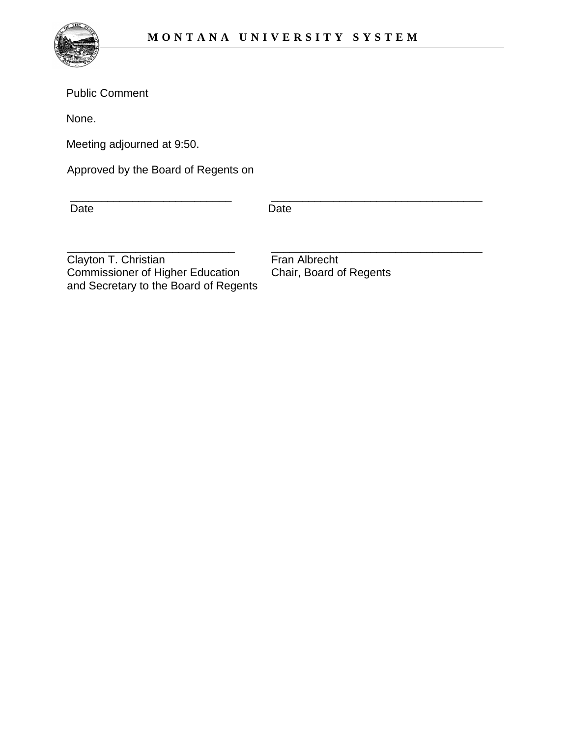Public Comment

None.

Meeting adjourned at 9:50.

Approved by the Board of Regents on

| | |
|---|---|
| \_\_\_\_\_\_\_\_\_\_\_\_\_\_\_\_\_\_\_\_\_\_\_\_\_\_\_ | \_\_\_\_\_\_\_\_\_\_\_\_\_\_\_\_\_\_\_\_\_\_\_\_\_\_\_\_\_\_\_\_\_\_\_ |
| Date | Date |
| \_\_\_\_\_\_\_\_\_\_\_\_\_\_\_\_\_\_\_\_\_\_\_\_\_\_\_ | \_\_\_\_\_\_\_\_\_\_\_\_\_\_\_\_\_\_\_\_\_\_\_\_\_\_\_\_\_\_\_\_\_\_\_ |
| Clayton T. Christian<br>Commissioner of Higher Education<br>and Secretary to the Board of Regents | Fran Albrecht<br>Chair, Board of Regents |